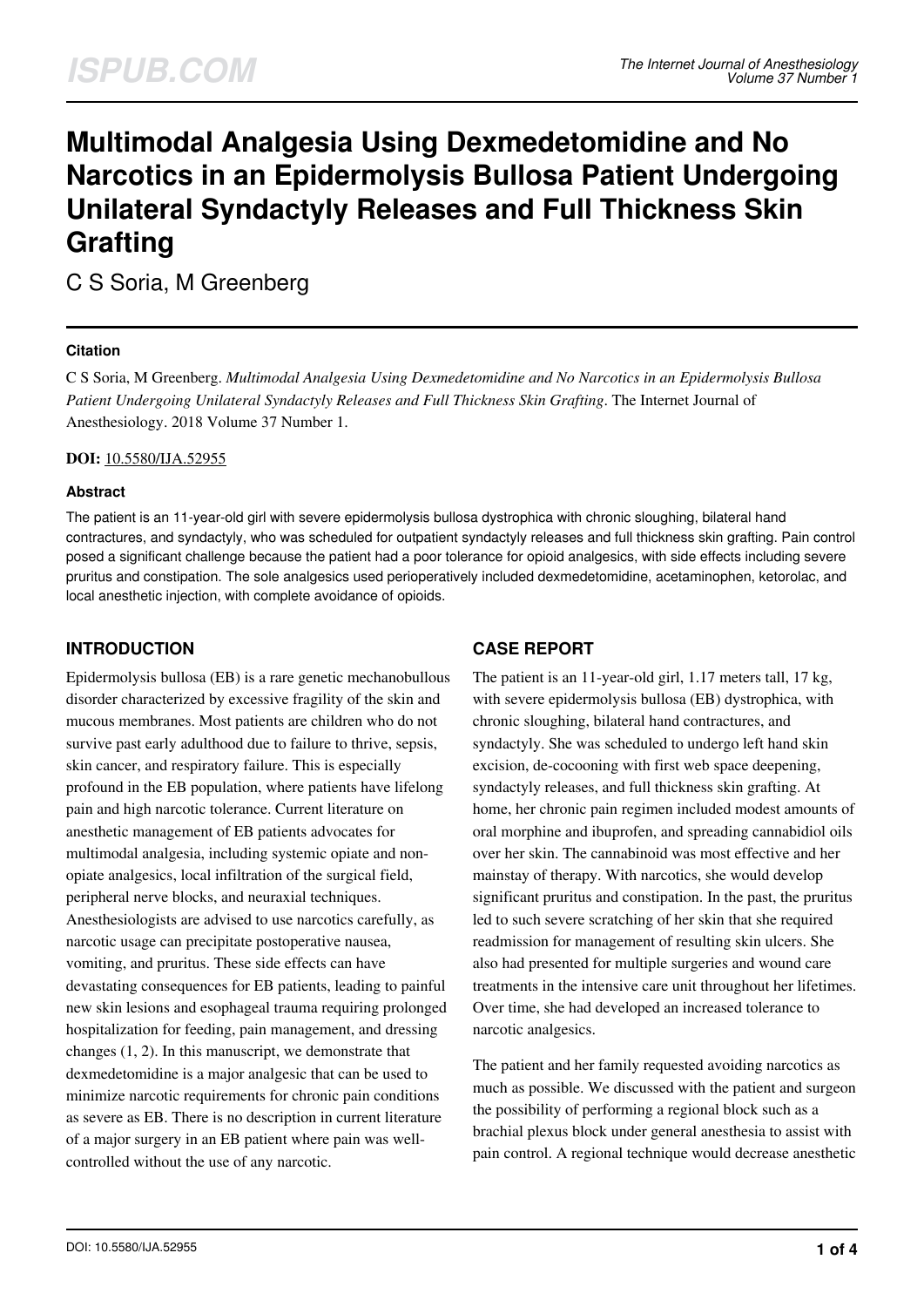# Multimodal Analgesia Using Dexmedetomidine and No Narcotics in an Epidermolysis Bullosa Patient Undergoing Unilateral Syndactyly Releases and Full Thickness Skin Grafting

C S Soria, M Greenberg

### Citation

C S Soria, M Greenberg. *Multimodal Analgesia Using Dexmedetomidine and No Narcotics in an Epidermolysis Bullosa Patient Undergoing Unilateral Syndactyly Releases and Full Thickness Skin Grafting*. The Internet Journal of Anesthesiology. 2018 Volume 37 Number 1.

**DOI:** 10.5580/IJA.52955

### Abstract

The patient is an 11-year-old girl with severe epidermolysis bullosa dystrophica with chronic sloughing, bilateral hand contractures, and syndactyly, who was scheduled for outpatient syndactyly releases and full thickness skin grafting. Pain control posed a significant challenge because the patient had a poor tolerance for opioid analgesics, with side effects including severe pruritus and constipation. The sole analgesics used perioperatively included dexmedetomidine, acetaminophen, ketorolac, and local anesthetic injection, with complete avoidance of opioids.

## INTRODUCTION

Epidermolysis bullosa (EB) is a rare genetic mechanobullous disorder characterized by excessive fragility of the skin and mucous membranes. Most patients are children who do not survive past early adulthood due to failure to thrive, sepsis, skin cancer, and respiratory failure. This is especially profound in the EB population, where patients have lifelong pain and high narcotic tolerance. Current literature on anesthetic management of EB patients advocates for multimodal analgesia, including systemic opiate and non-opiate analgesics, local infiltration of the surgical field, peripheral nerve blocks, and neuraxial techniques. Anesthesiologists are advised to use narcotics carefully, as narcotic usage can precipitate postoperative nausea, vomiting, and pruritus. These side effects can have devastating consequences for EB patients, leading to painful new skin lesions and esophageal trauma requiring prolonged hospitalization for feeding, pain management, and dressing changes (1, 2). In this manuscript, we demonstrate that dexmedetomidine is a major analgesic that can be used to minimize narcotic requirements for chronic pain conditions as severe as EB. There is no description in current literature of a major surgery in an EB patient where pain was well-controlled without the use of any narcotic.

## CASE REPORT

The patient is an 11-year-old girl, 1.17 meters tall, 17 kg, with severe epidermolysis bullosa (EB) dystrophica, with chronic sloughing, bilateral hand contractures, and syndactyly. She was scheduled to undergo left hand skin excision, de-cocooning with first web space deepening, syndactyly releases, and full thickness skin grafting. At home, her chronic pain regimen included modest amounts of oral morphine and ibuprofen, and spreading cannabidiol oils over her skin. The cannabinoid was most effective and her mainstay of therapy. With narcotics, she would develop significant pruritus and constipation. In the past, the pruritus led to such severe scratching of her skin that she required readmission for management of resulting skin ulcers. She also had presented for multiple surgeries and wound care treatments in the intensive care unit throughout her lifetimes. Over time, she had developed an increased tolerance to narcotic analgesics.

The patient and her family requested avoiding narcotics as much as possible. We discussed with the patient and surgeon the possibility of performing a regional block such as a brachial plexus block under general anesthesia to assist with pain control. A regional technique would decrease anesthetic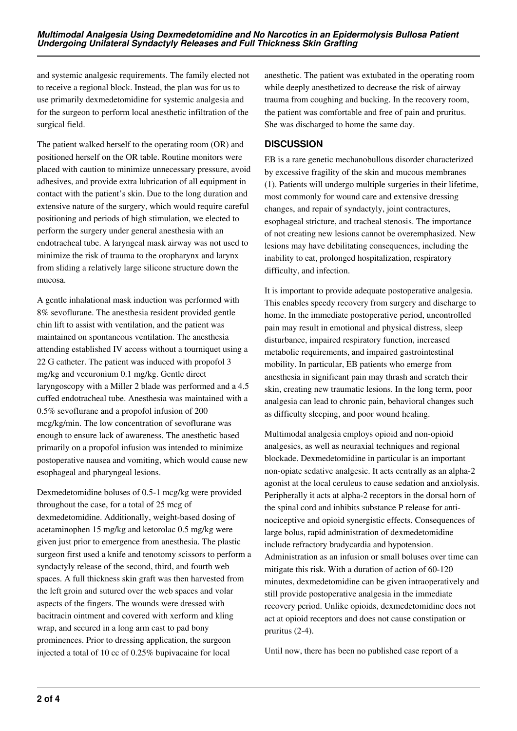and systemic analgesic requirements. The family elected not to receive a regional block. Instead, the plan was for us to use primarily dexmedetomidine for systemic analgesia and for the surgeon to perform local anesthetic infiltration of the surgical field.

The patient walked herself to the operating room (OR) and positioned herself on the OR table. Routine monitors were placed with caution to minimize unnecessary pressure, avoid adhesives, and provide extra lubrication of all equipment in contact with the patient's skin. Due to the long duration and extensive nature of the surgery, which would require careful positioning and periods of high stimulation, we elected to perform the surgery under general anesthesia with an endotracheal tube. A laryngeal mask airway was not used to minimize the risk of trauma to the oropharynx and larynx from sliding a relatively large silicone structure down the mucosa.

A gentle inhalational mask induction was performed with 8% sevoflurane. The anesthesia resident provided gentle chin lift to assist with ventilation, and the patient was maintained on spontaneous ventilation. The anesthesia attending established IV access without a tourniquet using a 22 G catheter. The patient was induced with propofol 3 mg/kg and vecuronium 0.1 mg/kg. Gentle direct laryngoscopy with a Miller 2 blade was performed and a 4.5 cuffed endotracheal tube. Anesthesia was maintained with a 0.5% sevoflurane and a propofol infusion of 200 mcg/kg/min. The low concentration of sevoflurane was enough to ensure lack of awareness. The anesthetic based primarily on a propofol infusion was intended to minimize postoperative nausea and vomiting, which would cause new esophageal and pharyngeal lesions.

Dexmedetomidine boluses of 0.5-1 mcg/kg were provided throughout the case, for a total of 25 mcg of dexmedetomidine. Additionally, weight-based dosing of acetaminophen 15 mg/kg and ketorolac 0.5 mg/kg were given just prior to emergence from anesthesia. The plastic surgeon first used a knife and tenotomy scissors to perform a syndactyly release of the second, third, and fourth web spaces. A full thickness skin graft was then harvested from the left groin and sutured over the web spaces and volar aspects of the fingers. The wounds were dressed with bacitracin ointment and covered with xerform and kling wrap, and secured in a long arm cast to pad bony prominences. Prior to dressing application, the surgeon injected a total of 10 cc of 0.25% bupivacaine for local anesthetic. The patient was extubated in the operating room while deeply anesthetized to decrease the risk of airway trauma from coughing and bucking. In the recovery room, the patient was comfortable and free of pain and pruritus. She was discharged to home the same day.

## DISCUSSION

EB is a rare genetic mechanobullous disorder characterized by excessive fragility of the skin and mucous membranes (1). Patients will undergo multiple surgeries in their lifetime, most commonly for wound care and extensive dressing changes, and repair of syndactyly, joint contractures, esophageal stricture, and tracheal stenosis. The importance of not creating new lesions cannot be overemphasized. New lesions may have debilitating consequences, including the inability to eat, prolonged hospitalization, respiratory difficulty, and infection.

It is important to provide adequate postoperative analgesia. This enables speedy recovery from surgery and discharge to home. In the immediate postoperative period, uncontrolled pain may result in emotional and physical distress, sleep disturbance, impaired respiratory function, increased metabolic requirements, and impaired gastrointestinal mobility. In particular, EB patients who emerge from anesthesia in significant pain may thrash and scratch their skin, creating new traumatic lesions. In the long term, poor analgesia can lead to chronic pain, behavioral changes such as difficulty sleeping, and poor wound healing.

Multimodal analgesia employs opioid and non-opioid analgesics, as well as neuraxial techniques and regional blockade. Dexmedetomidine in particular is an important non-opiate sedative analgesic. It acts centrally as an alpha-2 agonist at the local ceruleus to cause sedation and anxiolysis. Peripherally it acts at alpha-2 receptors in the dorsal horn of the spinal cord and inhibits substance P release for anti-nociceptive and opioid synergistic effects. Consequences of large bolus, rapid administration of dexmedetomidine include refractory bradycardia and hypotension. Administration as an infusion or small boluses over time can mitigate this risk. With a duration of action of 60-120 minutes, dexmedetomidine can be given intraoperatively and still provide postoperative analgesia in the immediate recovery period. Unlike opioids, dexmedetomidine does not act at opioid receptors and does not cause constipation or pruritus (2-4).

Until now, there has been no published case report of a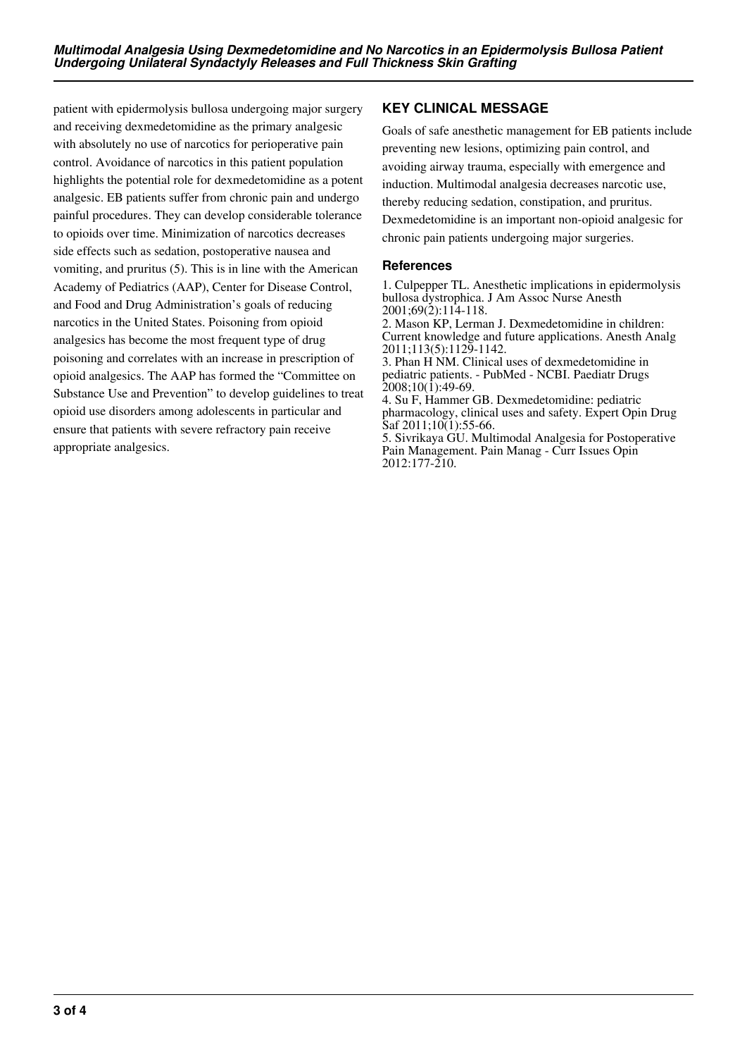patient with epidermolysis bullosa undergoing major surgery and receiving dexmedetomidine as the primary analgesic with absolutely no use of narcotics for perioperative pain control. Avoidance of narcotics in this patient population highlights the potential role for dexmedetomidine as a potent analgesic. EB patients suffer from chronic pain and undergo painful procedures. They can develop considerable tolerance to opioids over time. Minimization of narcotics decreases side effects such as sedation, postoperative nausea and vomiting, and pruritus (5). This is in line with the American Academy of Pediatrics (AAP), Center for Disease Control, and Food and Drug Administration's goals of reducing narcotics in the United States. Poisoning from opioid analgesics has become the most frequent type of drug poisoning and correlates with an increase in prescription of opioid analgesics. The AAP has formed the "Committee on Substance Use and Prevention" to develop guidelines to treat opioid use disorders among adolescents in particular and ensure that patients with severe refractory pain receive appropriate analgesics.

## KEY CLINICAL MESSAGE

Goals of safe anesthetic management for EB patients include preventing new lesions, optimizing pain control, and avoiding airway trauma, especially with emergence and induction. Multimodal analgesia decreases narcotic use, thereby reducing sedation, constipation, and pruritus. Dexmedetomidine is an important non-opioid analgesic for chronic pain patients undergoing major surgeries.

### References

1. Culpepper TL. Anesthetic implications in epidermolysis bullosa dystrophica. J Am Assoc Nurse Anesth 2001;69(2):114-118.
2. Mason KP, Lerman J. Dexmedetomidine in children: Current knowledge and future applications. Anesth Analg 2011;113(5):1129-1142.
3. Phan H NM. Clinical uses of dexmedetomidine in pediatric patients. - PubMed - NCBI. Paediatr Drugs 2008;10(1):49-69.
4. Su F, Hammer GB. Dexmedetomidine: pediatric pharmacology, clinical uses and safety. Expert Opin Drug Saf 2011;10(1):55-66.
5. Sivrikaya GU. Multimodal Analgesia for Postoperative Pain Management. Pain Manag - Curr Issues Opin 2012:177-210.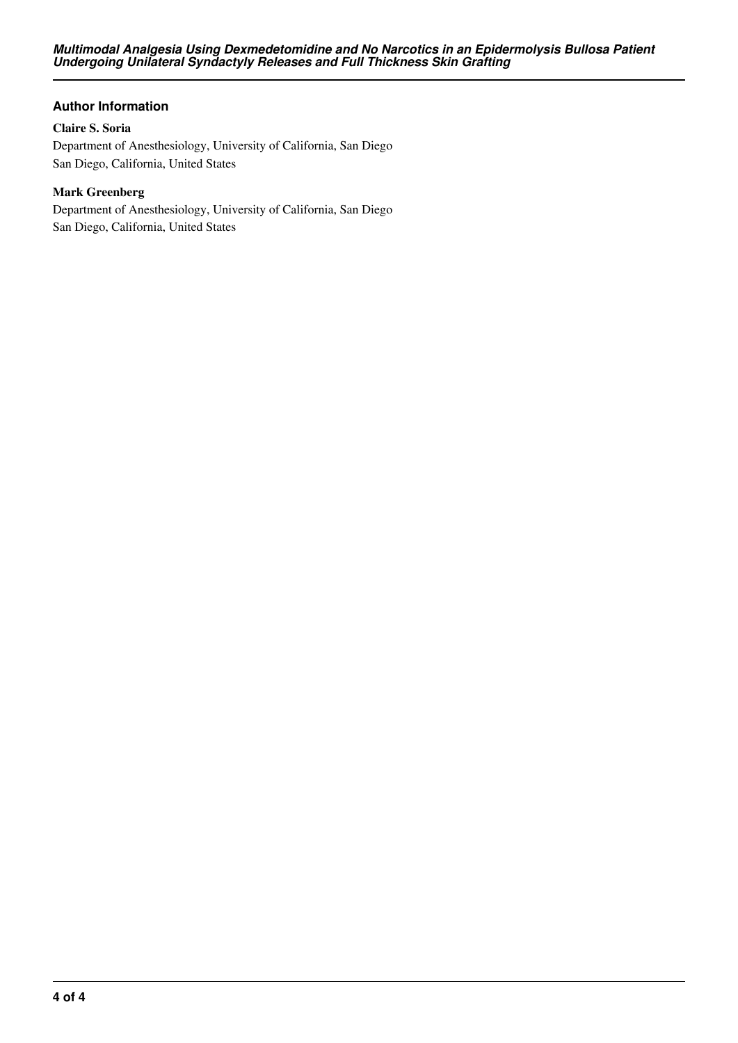## Author Information

**Claire S. Soria**
Department of Anesthesiology, University of California, San Diego
San Diego, California, United States

**Mark Greenberg**
Department of Anesthesiology, University of California, San Diego
San Diego, California, United States